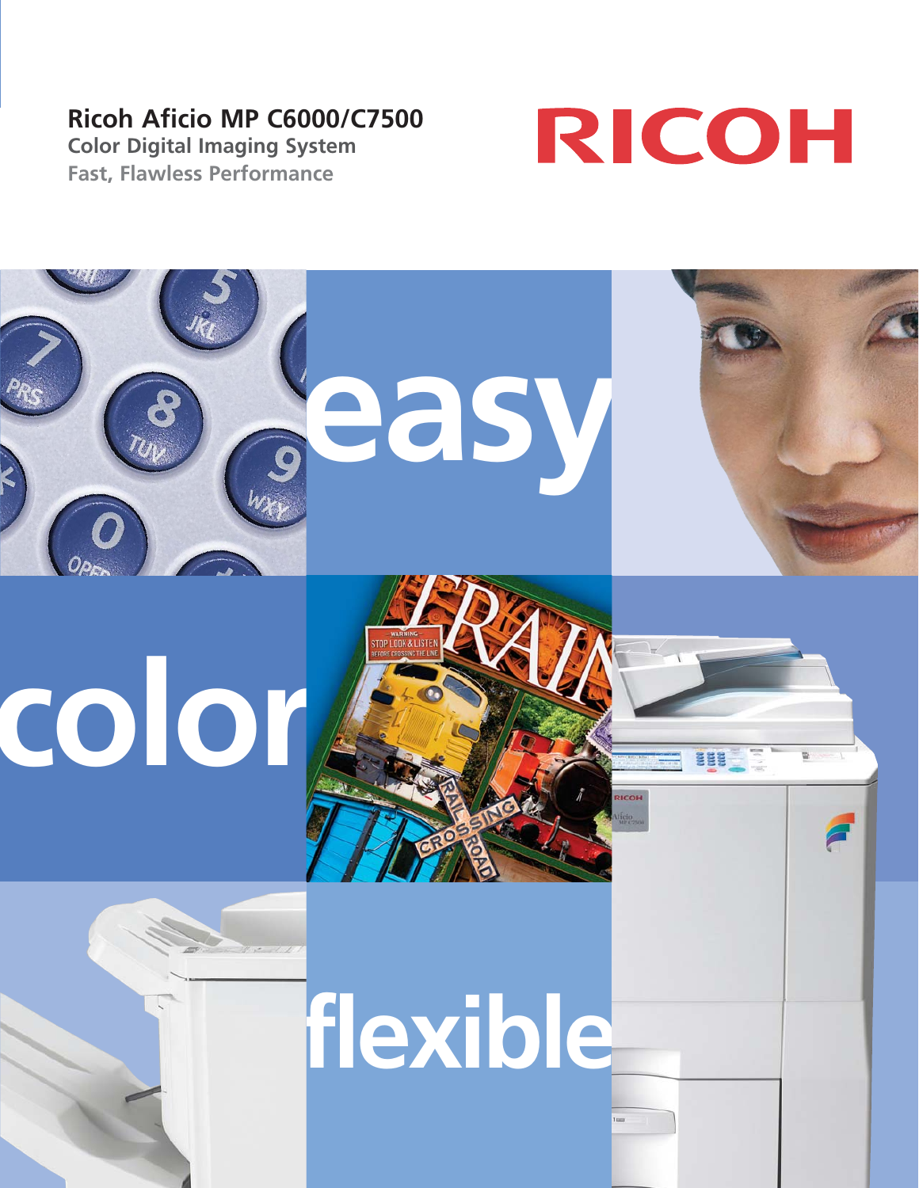# Ricoh Aficio MP C6000/C7500

## Color Digital Imaging System

### Fast, Flawless Performance

RICOH

easy

color

flexible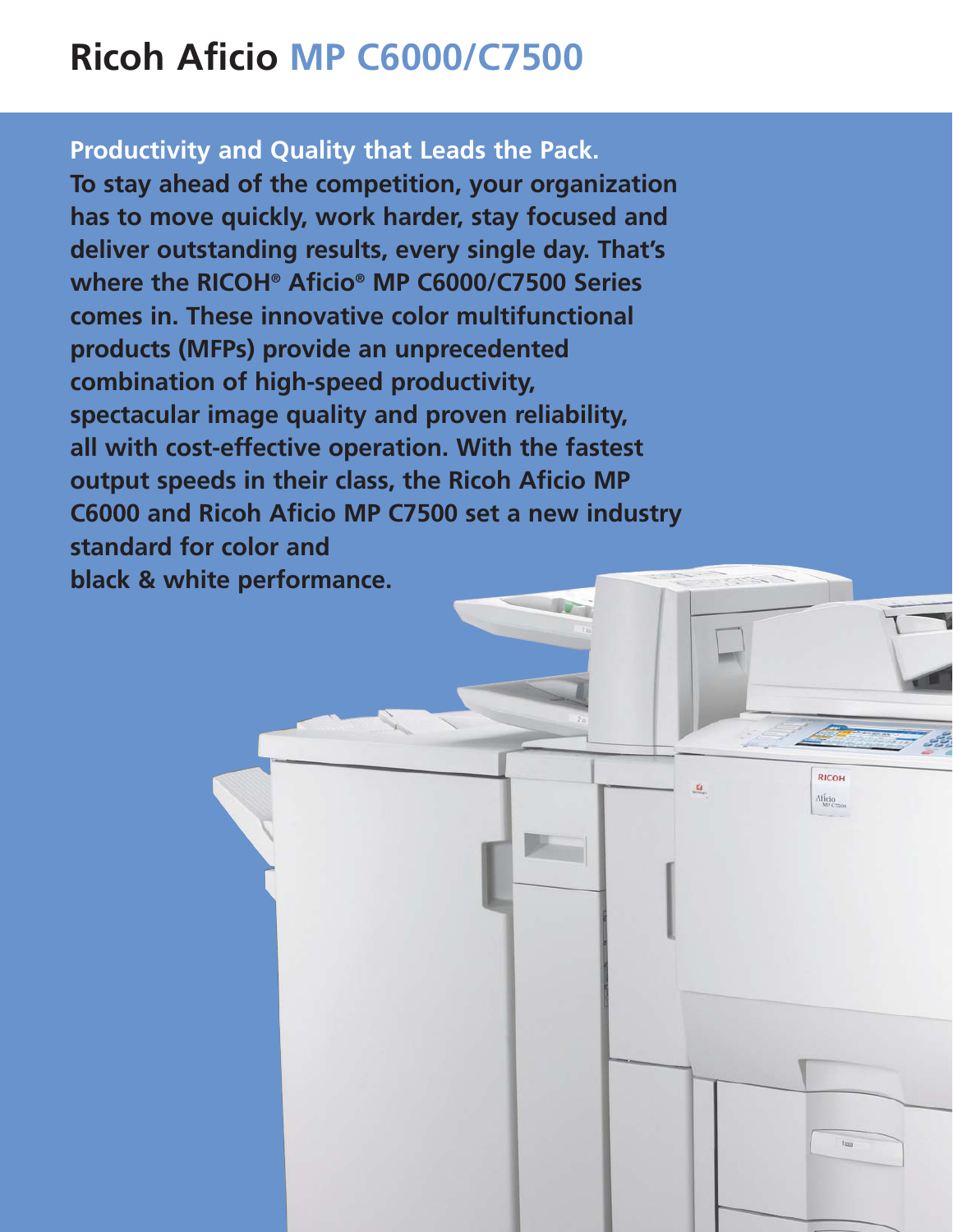# Ricoh Aficio MP C6000/C7500

**Productivity and Quality that Leads the Pack.**

**To stay ahead of the competition, your organization has to move quickly, work harder, stay focused and deliver outstanding results, every single day. That's where the RICOH® Aficio® MP C6000/C7500 Series comes in. These innovative color multifunctional products (MFPs) provide an unprecedented combination of high-speed productivity, spectacular image quality and proven reliability, all with cost-effective operation. With the fastest output speeds in their class, the Ricoh Aficio MP C6000 and Ricoh Aficio MP C7500 set a new industry standard for color and black & white performance.**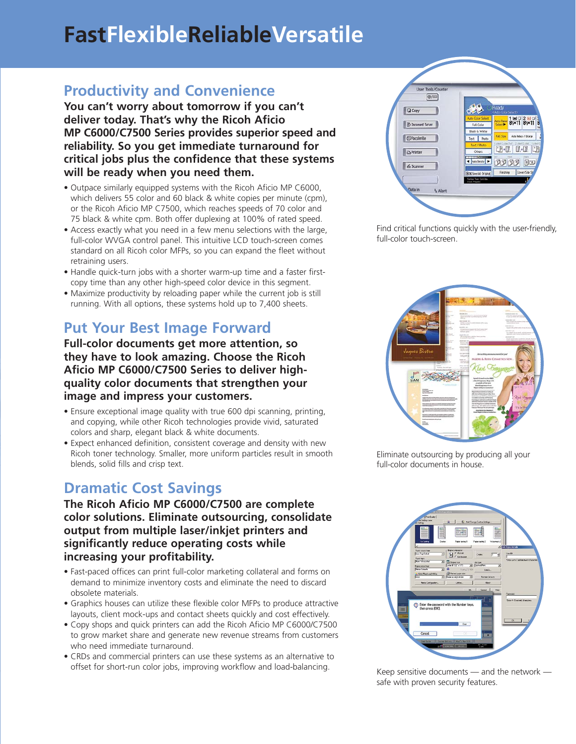# FastFlexibleReliableVersatile

## Productivity and Convenience

**You can't worry about tomorrow if you can't deliver today. That's why the Ricoh Aficio MP C6000/C7500 Series provides superior speed and reliability. So you get immediate turnaround for critical jobs plus the confidence that these systems will be ready when you need them.**

- Outpace similarly equipped systems with the Ricoh Aficio MP C6000, which delivers 55 color and 60 black & white copies per minute (cpm), or the Ricoh Aficio MP C7500, which reaches speeds of 70 color and 75 black & white cpm. Both offer duplexing at 100% of rated speed.
- Access exactly what you need in a few menu selections with the large, full-color WVGA control panel. This intuitive LCD touch-screen comes standard on all Ricoh color MFPs, so you can expand the fleet without retraining users.
- Handle quick-turn jobs with a shorter warm-up time and a faster first-copy time than any other high-speed color device in this segment.
- Maximize productivity by reloading paper while the current job is still running. With all options, these systems hold up to 7,400 sheets.

Find critical functions quickly with the user-friendly, full-color touch-screen.

## Put Your Best Image Forward

**Full-color documents get more attention, so they have to look amazing. Choose the Ricoh Aficio MP C6000/C7500 Series to deliver high-quality color documents that strengthen your image and impress your customers.**

- Ensure exceptional image quality with true 600 dpi scanning, printing, and copying, while other Ricoh technologies provide vivid, saturated colors and sharp, elegant black & white documents.
- Expect enhanced definition, consistent coverage and density with new Ricoh toner technology. Smaller, more uniform particles result in smooth blends, solid fills and crisp text.

Eliminate outsourcing by producing all your full-color documents in house.

## Dramatic Cost Savings

**The Ricoh Aficio MP C6000/C7500 are complete color solutions. Eliminate outsourcing, consolidate output from multiple laser/inkjet printers and significantly reduce operating costs while increasing your profitability.**

- Fast-paced offices can print full-color marketing collateral and forms on demand to minimize inventory costs and eliminate the need to discard obsolete materials.
- Graphics houses can utilize these flexible color MFPs to produce attractive layouts, client mock-ups and contact sheets quickly and cost effectively.
- Copy shops and quick printers can add the Ricoh Aficio MP C6000/C7500 to grow market share and generate new revenue streams from customers who need immediate turnaround.
- CRDs and commercial printers can use these systems as an alternative to offset for short-run color jobs, improving workflow and load-balancing.

Keep sensitive documents — and the network — safe with proven security features.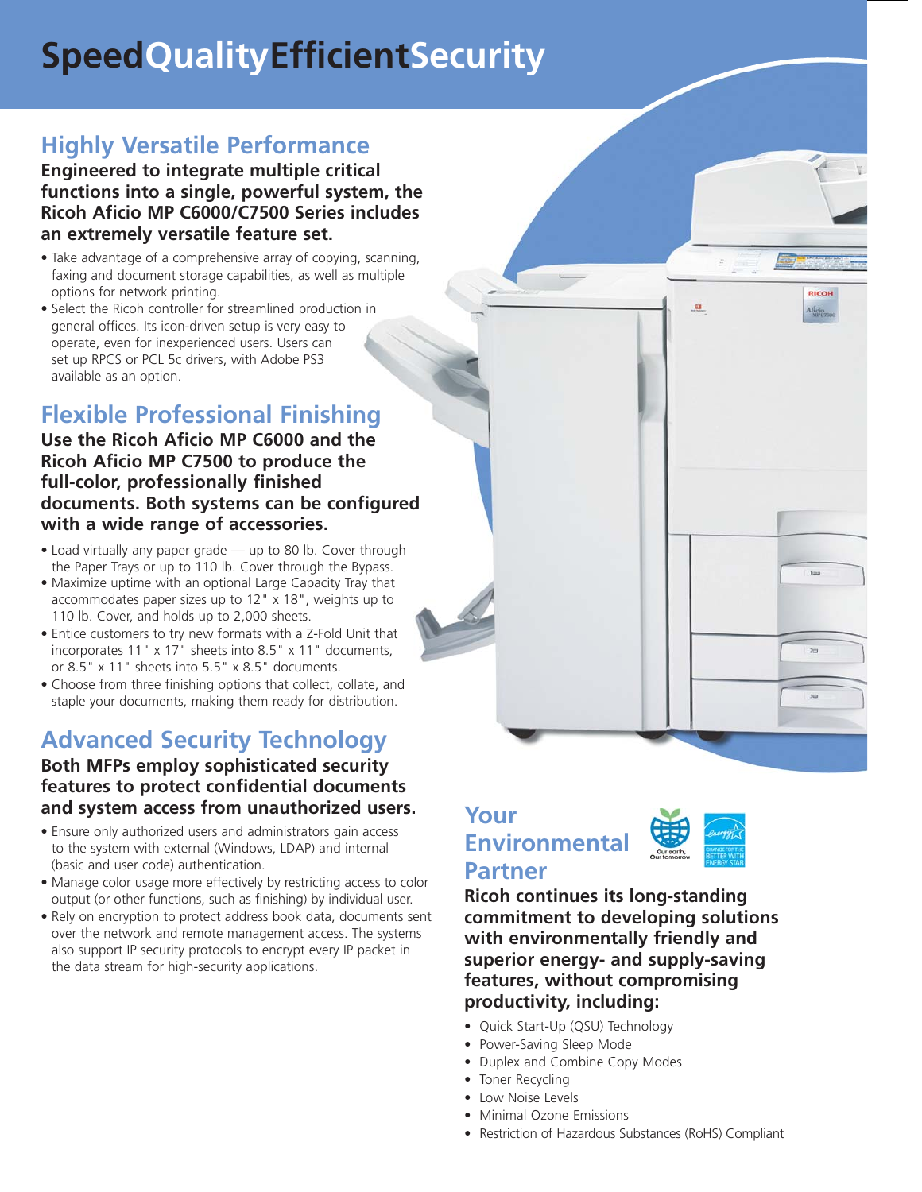# SpeedQualityEfficientSecurity

## Highly Versatile Performance

**Engineered to integrate multiple critical functions into a single, powerful system, the Ricoh Aficio MP C6000/C7500 Series includes an extremely versatile feature set.**

- Take advantage of a comprehensive array of copying, scanning, faxing and document storage capabilities, as well as multiple options for network printing.
- Select the Ricoh controller for streamlined production in general offices. Its icon-driven setup is very easy to operate, even for inexperienced users. Users can set up RPCS or PCL 5c drivers, with Adobe PS3 available as an option.

## Flexible Professional Finishing

**Use the Ricoh Aficio MP C6000 and the Ricoh Aficio MP C7500 to produce the full-color, professionally finished documents. Both systems can be configured with a wide range of accessories.**

- Load virtually any paper grade — up to 80 lb. Cover through the Paper Trays or up to 110 lb. Cover through the Bypass.
- Maximize uptime with an optional Large Capacity Tray that accommodates paper sizes up to 12" x 18", weights up to 110 lb. Cover, and holds up to 2,000 sheets.
- Entice customers to try new formats with a Z-Fold Unit that incorporates 11" x 17" sheets into 8.5" x 11" documents, or 8.5" x 11" sheets into 5.5" x 8.5" documents.
- Choose from three finishing options that collect, collate, and staple your documents, making them ready for distribution.

## Advanced Security Technology

**Both MFPs employ sophisticated security features to protect confidential documents and system access from unauthorized users.**

- Ensure only authorized users and administrators gain access to the system with external (Windows, LDAP) and internal (basic and user code) authentication.
- Manage color usage more effectively by restricting access to color output (or other functions, such as finishing) by individual user.
- Rely on encryption to protect address book data, documents sent over the network and remote management access. The systems also support IP security protocols to encrypt every IP packet in the data stream for high-security applications.

## Your Environmental Partner

**Ricoh continues its long-standing commitment to developing solutions with environmentally friendly and superior energy- and supply-saving features, without compromising productivity, including:**

- Quick Start-Up (QSU) Technology
- Power-Saving Sleep Mode
- Duplex and Combine Copy Modes
- Toner Recycling
- Low Noise Levels
- Minimal Ozone Emissions
- Restriction of Hazardous Substances (RoHS) Compliant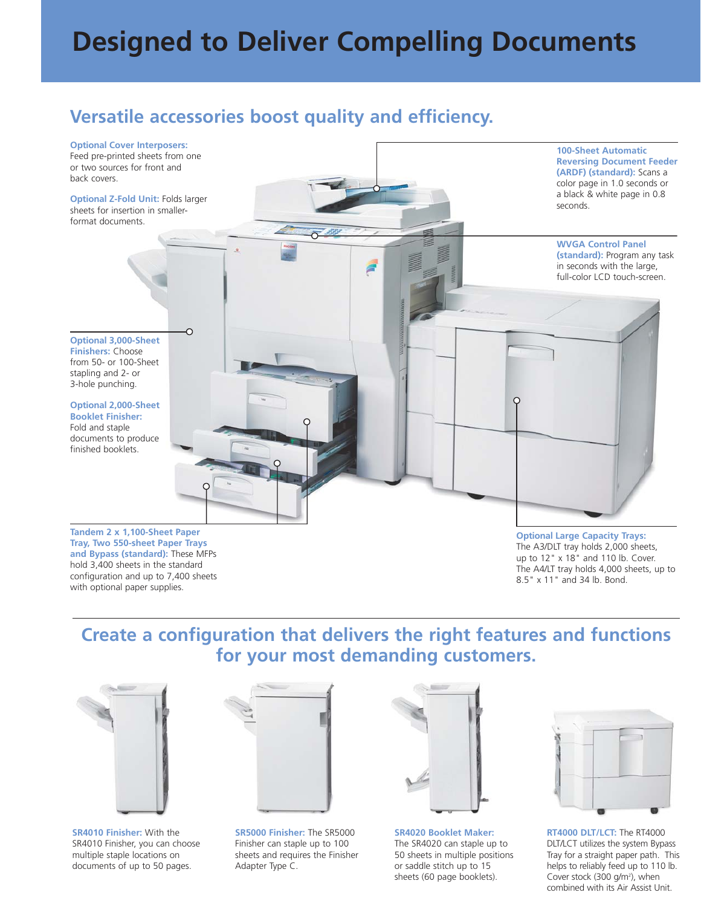# Designed to Deliver Compelling Documents

## Versatile accessories boost quality and efficiency.

**Optional Cover Interposers:** Feed pre-printed sheets from one or two sources for front and back covers.

**Optional Z-Fold Unit:** Folds larger sheets for insertion in smaller-format documents.

**100-Sheet Automatic Reversing Document Feeder (ARDF) (standard):** Scans a color page in 1.0 seconds or a black & white page in 0.8 seconds.

**WVGA Control Panel (standard):** Program any task in seconds with the large, full-color LCD touch-screen.

**Optional 3,000-Sheet Finishers:** Choose from 50- or 100-Sheet stapling and 2- or 3-hole punching.

**Optional 2,000-Sheet Booklet Finisher:** Fold and staple documents to produce finished booklets.

**Tandem 2 x 1,100-Sheet Paper Tray, Two 550-sheet Paper Trays and Bypass (standard):** These MFPs hold 3,400 sheets in the standard configuration and up to 7,400 sheets with optional paper supplies.

**Optional Large Capacity Trays:** The A3/DLT tray holds 2,000 sheets, up to 12" x 18" and 110 lb. Cover. The A4/LT tray holds 4,000 sheets, up to 8.5" x 11" and 34 lb. Bond.

## Create a configuration that delivers the right features and functions for your most demanding customers.

**SR4010 Finisher:** With the SR4010 Finisher, you can choose multiple staple locations on documents of up to 50 pages.

**SR5000 Finisher:** The SR5000 Finisher can staple up to 100 sheets and requires the Finisher Adapter Type C.

**SR4020 Booklet Maker:** The SR4020 can staple up to 50 sheets in multiple positions or saddle stitch up to 15 sheets (60 page booklets).

**RT4000 DLT/LCT:** The RT4000 DLT/LCT utilizes the system Bypass Tray for a straight paper path. This helps to reliably feed up to 110 lb. Cover stock (300 g/m$^2$), when combined with its Air Assist Unit.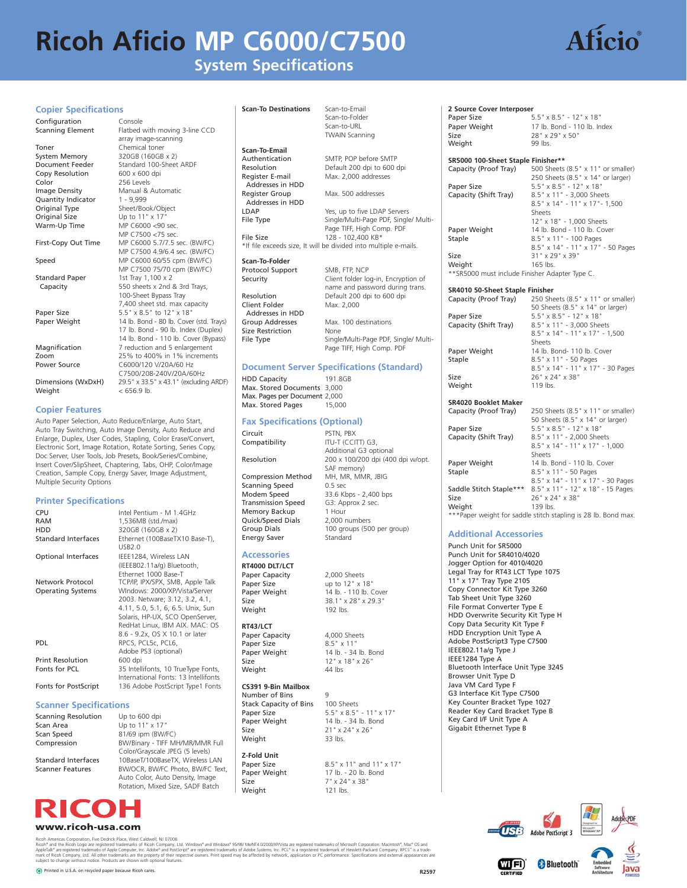# Ricoh Aficio MP C6000/C7500

## System Specifications

## Copier Specifications

| | |
|---|---|
| Configuration | Console |
| Scanning Element | Flatbed with moving 3-line CCD array image-scanning |
| Toner | Chemical toner |
| System Memory | 320GB (160GB x 2) |
| Document Feeder | Standard 100-Sheet ARDF |
| Copy Resolution | 600 x 600 dpi |
| Color | 256 Levels |
| Image Density | Manual & Automatic |
| Quantity Indicator | 1 - 9,999 |
| Original Type | Sheet/Book/Object |
| Original Size | Up to 11" x 17" |
| Warm-Up Time | MP C6000 <90 sec. MP C7500 <75 sec. |
| First-Copy Out Time | MP C6000 5.7/7.5 sec. (BW/FC) MP C7500 4.9/6.4 sec. (BW/FC) |
| Speed | MP C6000 60/55 cpm (BW/FC) MP C7500 75/70 cpm (BW/FC) |
| Standard Paper Capacity | 1st Tray 1,100 x 2; 550 sheets x 2nd & 3rd Trays, 100-Sheet Bypass Tray; 7,400 sheet std. max capacity |
| Paper Size | 5.5" x 8.5" to 12" x 18" |
| Paper Weight | 14 lb. Bond - 80 lb. Cover (std. Trays); 17 lb. Bond - 90 lb. Index (Duplex); 14 lb. Bond - 110 lb. Cover (Bypass) |
| Magnification | 7 reduction and 5 enlargement |
| Zoom | 25% to 400% in 1% increments |
| Power Source | C6000/120 V/20A/60 Hz; C7500/208-240V/20A/60Hz |
| Dimensions (WxDxH) | 29.5" x 33.5" x 43.1" (excluding ARDF) |
| Weight | < 656.9 lb. |

## Copier Features

Auto Paper Selection, Auto Reduce/Enlarge, Auto Start, Auto Tray Switching, Auto Image Density, Auto Reduce and Enlarge, Duplex, User Codes, Stapling, Color Erase/Convert, Electronic Sort, Image Rotation, Rotate Sorting, Series Copy, Doc Server, User Tools, Job Presets, Book/Series/Combine, Insert Cover/SlipSheet, Chaptering, Tabs, OHP, Color/Image Creation, Sample Copy, Energy Saver, Image Adjustment, Multiple Security Options

## Printer Specifications

| | |
|---|---|
| CPU | Intel Pentium - M 1.4GHz |
| RAM | 1,536MB (std./max) |
| HDD | 320GB (160GB x 2) |
| Standard Interfaces | Ethernet (100BaseTX10 Base-T), USB2.0 |
| Optional Interfaces | IEEE1284, Wireless LAN (IEEE802.11a/g) Bluetooth, Ethernet 1000 Base-T |
| Network Protocol | TCP/IP, IPX/SPX, SMB, Apple Talk |
| Operating Systems | WIndows: 2000/XP/Vista/Server 2003. Netware; 3.12, 3.2, 4.1, 4.11, 5.0, 5.1, 6, 6.5. Unix, Sun Solaris, HP-UX, SCO OpenServer, RedHat Linux, IBM AIX. MAC: OS 8.6 - 9.2x, OS X 10.1 or later |
| PDL | RPCS, PCL5c, PCL6, Adobe PS3 (optional) |
| Print Resolution | 600 dpi |
| Fonts for PCL | 35 Intellifonts, 10 TrueType Fonts, International Fonts: 13 Intellifonts |
| Fonts for PostScript | 136 Adobe PostScript Type1 Fonts |

## Scanner Specifications

| | |
|---|---|
| Scanning Resolution | Up to 600 dpi |
| Scan Area | Up to 11" x 17" |
| Scan Speed | 81/69 ipm (BW/FC) |
| Compression | BW/Binary - TIFF MH/MR/MMR Full Color/Grayscale JPEG (5 levels) |
| Standard Interfaces | 10BaseT/100BaseTX, Wireless LAN |
| Scanner Features | BW/OCR, BW/FC Photo, BW/FC Text, Auto Color, Auto Density, Image Rotation, Mixed Size, SADF Batch |

| | |
|---|---|
| **Scan-To Destinations** | Scan-to-Email, Scan-to-Folder, Scan-to-URL, TWAIN Scanning |

**Scan-To-Email**

| | |
|---|---|
| Authentication | SMTP, POP before SMTP |
| Resolution | Default 200 dpi to 600 dpi |
| Register E-mail Addresses in HDD | Max. 2,000 addresses |
| Register Group Addresses in HDD | Max. 500 addresses |
| LDAP | Yes, up to five LDAP Servers |
| File Type | Single/Multi-Page PDF, Single/ Multi-Page TIFF, High Comp. PDF |
| File Size | 128 - 102,400 KB* |

*If file exceeds size, It will be divided into multiple e-mails.

**Scan-To-Folder**

| | |
|---|---|
| Protocol Support | SMB, FTP, NCP |
| Security | Client folder log-in, Encryption of name and password during trans. |
| Resolution | Default 200 dpi to 600 dpi |
| Client Folder Addresses in HDD | Max. 2,000 |
| Group Addresses | Max. 100 destinations |
| Size Restriction | None |
| File Type | Single/Multi-Page PDF, Single/ Multi-Page TIFF, High Comp. PDF |

## Document Server Specifications (Standard)

| | |
|---|---|
| HDD Capacity | 191.8GB |
| Max. Stored Documents | 3,000 |
| Max. Pages per Document | 2,000 |
| Max. Stored Pages | 15,000 |

## Fax Specifications (Optional)

| | |
|---|---|
| Circuit | PSTN, PBX |
| Compatibility | ITU-T (CCITT) G3, Additional G3 optional |
| Resolution | 200 x 100/200 dpi (400 dpi w/opt. SAF memory) |
| Compression Method | MH, MR, MMR, JBIG |
| Scanning Speed | 0.5 sec |
| Modem Speed | 33.6 Kbps - 2,400 bps |
| Transmission Speed | G3: Approx 2 sec. |
| Memory Backup | 1 Hour |
| Quick/Speed Dials | 2,000 numbers |
| Group Dials | 100 groups (500 per group) |
| Energy Saver | Standard |

## Accessories

**RT4000 DLT/LCT**

| | |
|---|---|
| Paper Capacity | 2,000 Sheets |
| Paper Size | up to 12" x 18" |
| Paper Weight | 14 lb. - 110 lb. Cover |
| Size | 38.1" x 28" x 29.3" |
| Weight | 192 lbs. |

**RT43/LCT**

| | |
|---|---|
| Paper Capacity | 4,000 Sheets |
| Paper Size | 8.5" x 11" |
| Paper Weight | 14 lb. - 34 lb. Bond |
| Size | 12" x 18" x 26" |
| Weight | 44 lbs |

**CS391 9-Bin Mailbox**

| | |
|---|---|
| Number of Bins | 9 |
| Stack Capacity of Bins | 100 Sheets |
| Paper Size | 5.5" x 8.5" - 11" x 17" |
| Paper Weight | 14 lb. - 34 lb. Bond |
| Size | 21" x 24" x 26" |
| Weight | 33 lbs. |

**Z-Fold Unit**

| | |
|---|---|
| Paper Size | 8.5" x 11" and 11" x 17" |
| Paper Weight | 17 lb. - 20 lb. Bond |
| Size | 7" x 24" x 38" |
| Weight | 121 lbs. |

**2 Source Cover Interposer**

| | |
|---|---|
| Paper Size | 5.5" x 8.5" - 12" x 18" |
| Paper Weight | 17 lb. Bond - 110 lb. Index |
| Size | 28" x 29" x 50" |
| Weight | 99 lbs. |

**SR5000 100-Sheet Staple Finisher****

| | |
|---|---|
| Capacity (Proof Tray) | 500 Sheets (8.5" x 11" or smaller); 250 Sheets (8.5" x 14" or larger) |
| Paper Size | 5.5" x 8.5" - 12" x 18" |
| Capacity (Shift Tray) | 8.5" x 11" - 3,000 Sheets; 8.5" x 14" - 11" x 17" - 1,500 Sheets; 12" x 18" - 1,000 Sheets |
| Paper Weight | 14 lb. Bond - 110 lb. Cover |
| Staple | 8.5" x 11" - 100 Pages; 8.5" x 14" - 11" x 17" - 50 Pages |
| Size | 31" x 29" x 39" |
| Weight | 165 lbs. |

**SR5000 must include Finisher Adapter Type C.

**SR4010 50-Sheet Staple Finisher**

| | |
|---|---|
| Capacity (Proof Tray) | 250 Sheets (8.5" x 11" or smaller); 50 Sheets (8.5" x 14" or larger) |
| Paper Size | 5.5" x 8.5" - 12" x 18" |
| Capacity (Shift Tray) | 8.5" x 11" - 3,000 Sheets; 8.5" x 14" - 11" x 17" - 1,500 Sheets |
| Paper Weight | 14 lb. Bond- 110 lb. Cover |
| Staple | 8.5" x 11" - 50 Pages; 8.5" x 14" - 11" x 17" - 30 Pages |
| Size | 26" x 24" x 38" |
| Weight | 119 lbs. |

**SR4020 Booklet Maker**

| | |
|---|---|
| Capacity (Proof Tray) | 250 Sheets (8.5" x 11" or smaller); 50 Sheets (8.5" x 14" or larger) |
| Paper Size | 5.5" x 8.5" - 12" x 18" |
| Capacity (Shift Tray) | 8.5" x 11" - 2,000 Sheets; 8.5" x 14" - 11" x 17" - 1,000 Sheets |
| Paper Weight | 14 lb. Bond - 110 lb. Cover |
| Staple | 8.5" x 11" - 50 Pages; 8.5" x 14" - 11" x 17" - 30 Pages |
| Saddle Stitch Staple*** | 8.5" x 11" - 12" x 18" - 15 Pages |
| Size | 26" x 24" x 38" |
| Weight | 139 lbs. |

***Paper weight for saddle stitch stapling is 28 lb. Bond max.

## Additional Accessories

Punch Unit for SR5000
Punch Unit for SR4010/4020
Jogger Option for 4010/4020
Legal Tray for RT43 LCT Type 1075
11" x 17" Tray Type 2105
Copy Connector Kit Type 3260
Tab Sheet Unit Type 3260
File Format Converter Type E
HDD Overwrite Security Kit Type H
Copy Data Security Kit Type F
HDD Encryption Unit Type A
Adobe PostScript3 Type C7500
IEEE802.11a/g Type J
IEEE1284 Type A
Bluetooth Interface Unit Type 3245
Browser Unit Type D
Java VM Card Type F
G3 Interface Kit Type C7500
Key Counter Bracket Type 1027
Reader Key Card Bracket Type B
Key Card I/F Unit Type A
Gigabit Ethernet Type B

RICOH
www.ricoh-usa.com

Ricoh Americas Corporation, Five Dedrick Place, West Caldwell, NJ 07006
Ricoh® and the Ricoh Logo are registered trademarks of Ricoh Company, Ltd. Windows® and Windows® 95/98/ Me/NT4.0/2000/XP/Vista are registered trademarks of Microsoft Corporation. Macintosh®, Mac® OS and AppleTalk® are registered trademarks of Apple Computer, Inc. Adobe® and PostScript® are registered trademarks of Adobe Systems, Inc. PCL® is a registered trademark of Hewlett-Packard Company. RPCS™ is a trademark of Ricoh Company, Ltd. All other trademarks are the property of their respective owners. Print speed may be affected by network, application or PC performance. Specifications and external appearances are subject to change without notice. Products are shown with optional features.

Printed in U.S.A. on recycled paper because Ricoh cares.

R2597